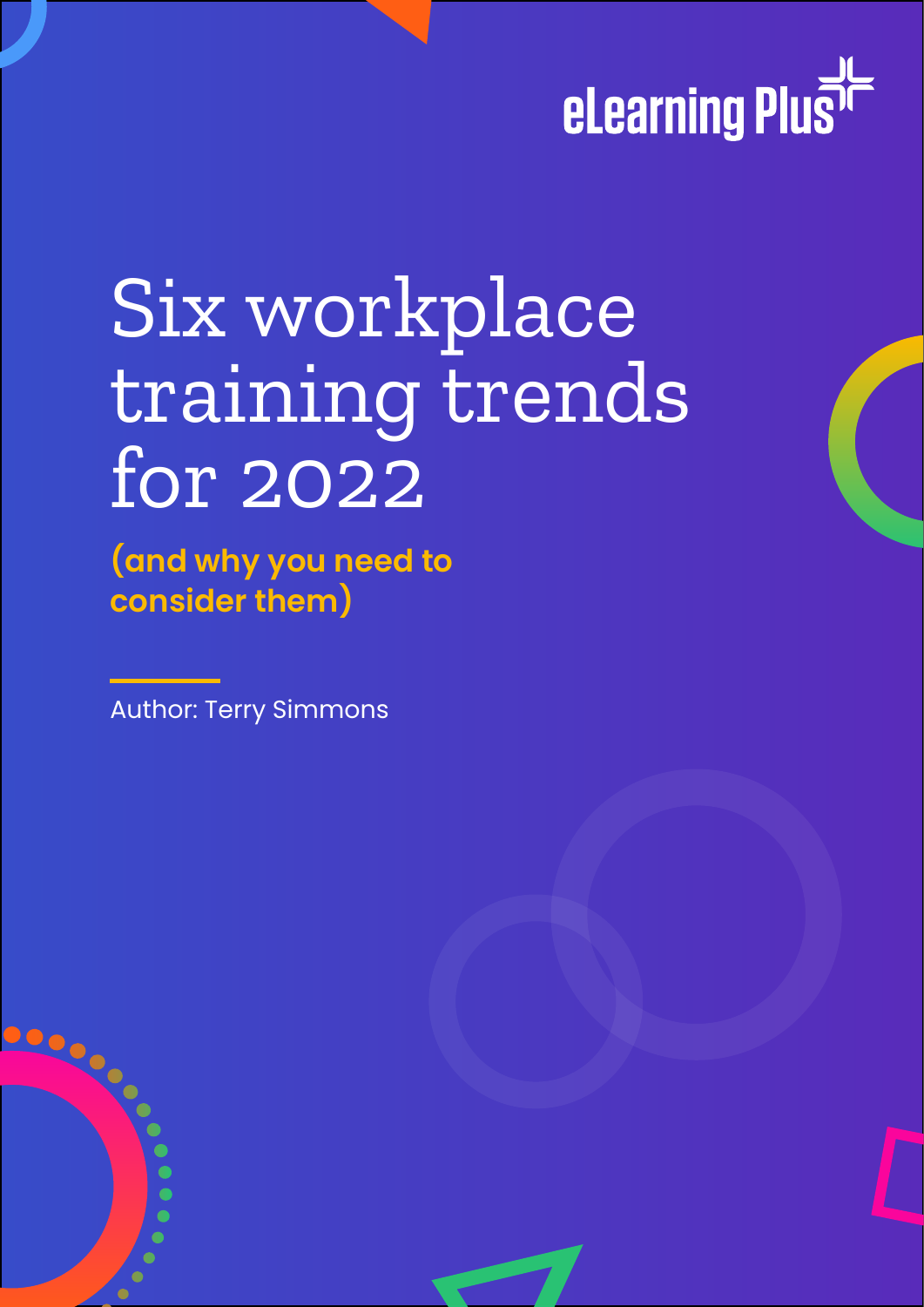eLearning Plus

# Six workplace training trends for 2022

**(and why you need to consider them)**

Author: Terry Simmons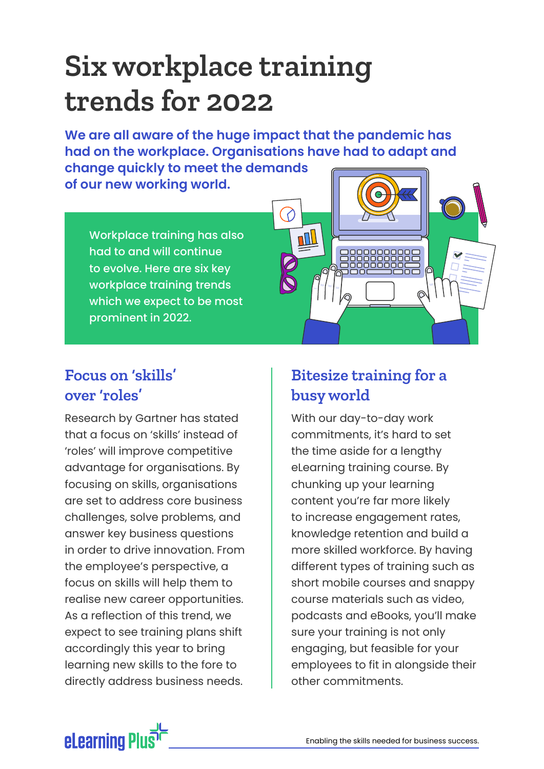# Six workplace training trends for 2022

**We are all aware of the huge impact that the pandemic has had on the workplace. Organisations have had to adapt and change quickly to meet the demands of our new working world.**

Workplace training has also had to and will continue to evolve. Here are six key workplace training trends which we expect to be most prominent in 2022.

## Focus on 'skills' over 'roles'

Research by Gartner has stated that a focus on 'skills' instead of 'roles' will improve competitive advantage for organisations. By focusing on skills, organisations are set to address core business challenges, solve problems, and answer key business questions in order to drive innovation. From the employee's perspective, a focus on skills will help them to realise new career opportunities. As a reflection of this trend, we expect to see training plans shift accordingly this year to bring learning new skills to the fore to directly address business needs.

## Bitesize training for a busy world

With our day-to-day work commitments, it's hard to set the time aside for a lengthy eLearning training course. By chunking up your learning content you're far more likely to increase engagement rates, knowledge retention and build a more skilled workforce. By having different types of training such as short mobile courses and snappy course materials such as video, podcasts and eBooks, you'll make sure your training is not only engaging, but feasible for your employees to fit in alongside their other commitments.

eLearning Plus

Enabling the skills needed for business success.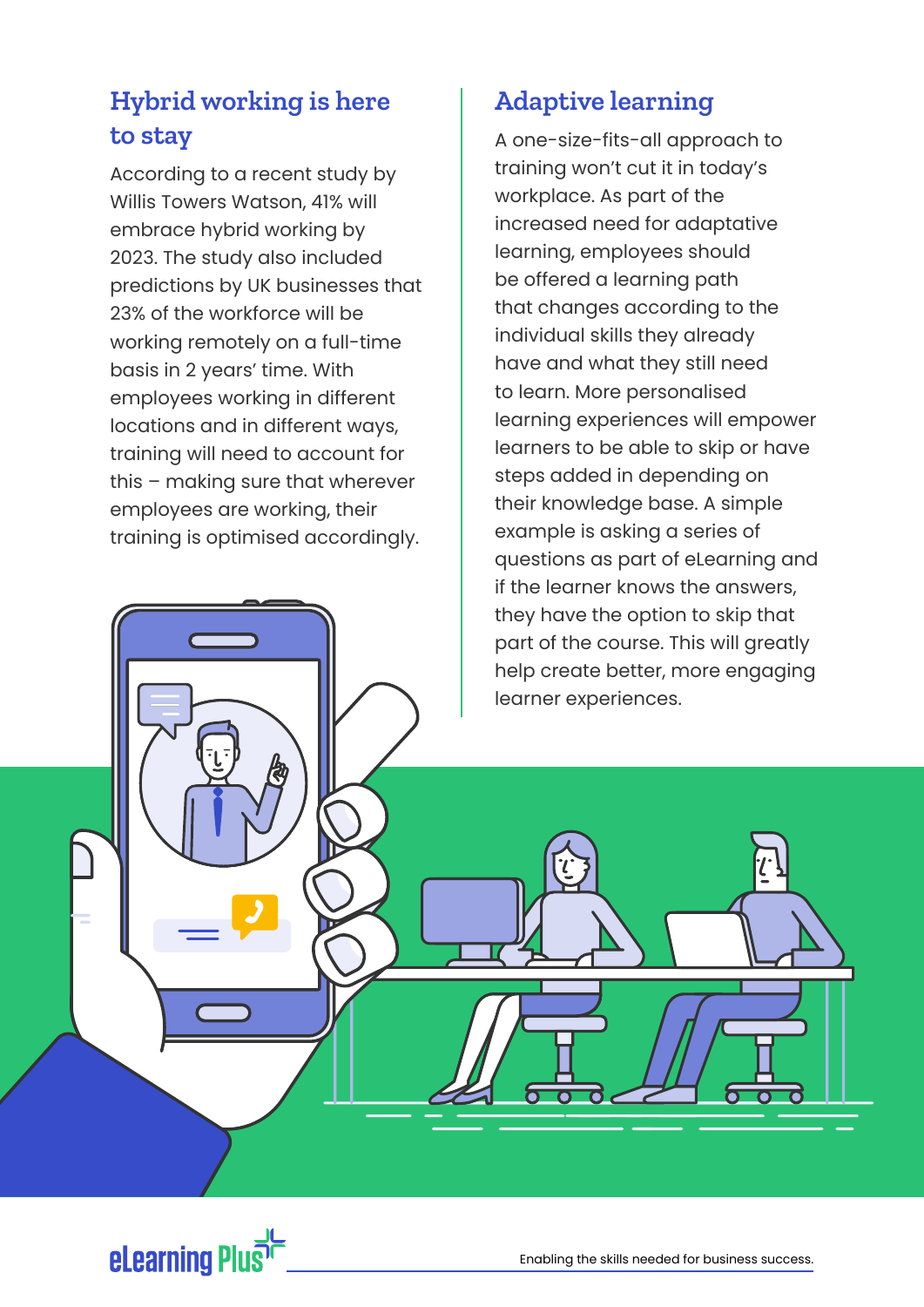## Hybrid working is here to stay

According to a recent study by Willis Towers Watson, 41% will embrace hybrid working by 2023. The study also included predictions by UK businesses that 23% of the workforce will be working remotely on a full-time basis in 2 years' time. With employees working in different locations and in different ways, training will need to account for this – making sure that wherever employees are working, their training is optimised accordingly.

## Adaptive learning

A one-size-fits-all approach to training won't cut it in today's workplace. As part of the increased need for adaptative learning, employees should be offered a learning path that changes according to the individual skills they already have and what they still need to learn. More personalised learning experiences will empower learners to be able to skip or have steps added in depending on their knowledge base. A simple example is asking a series of questions as part of eLearning and if the learner knows the answers, they have the option to skip that part of the course. This will greatly help create better, more engaging learner experiences.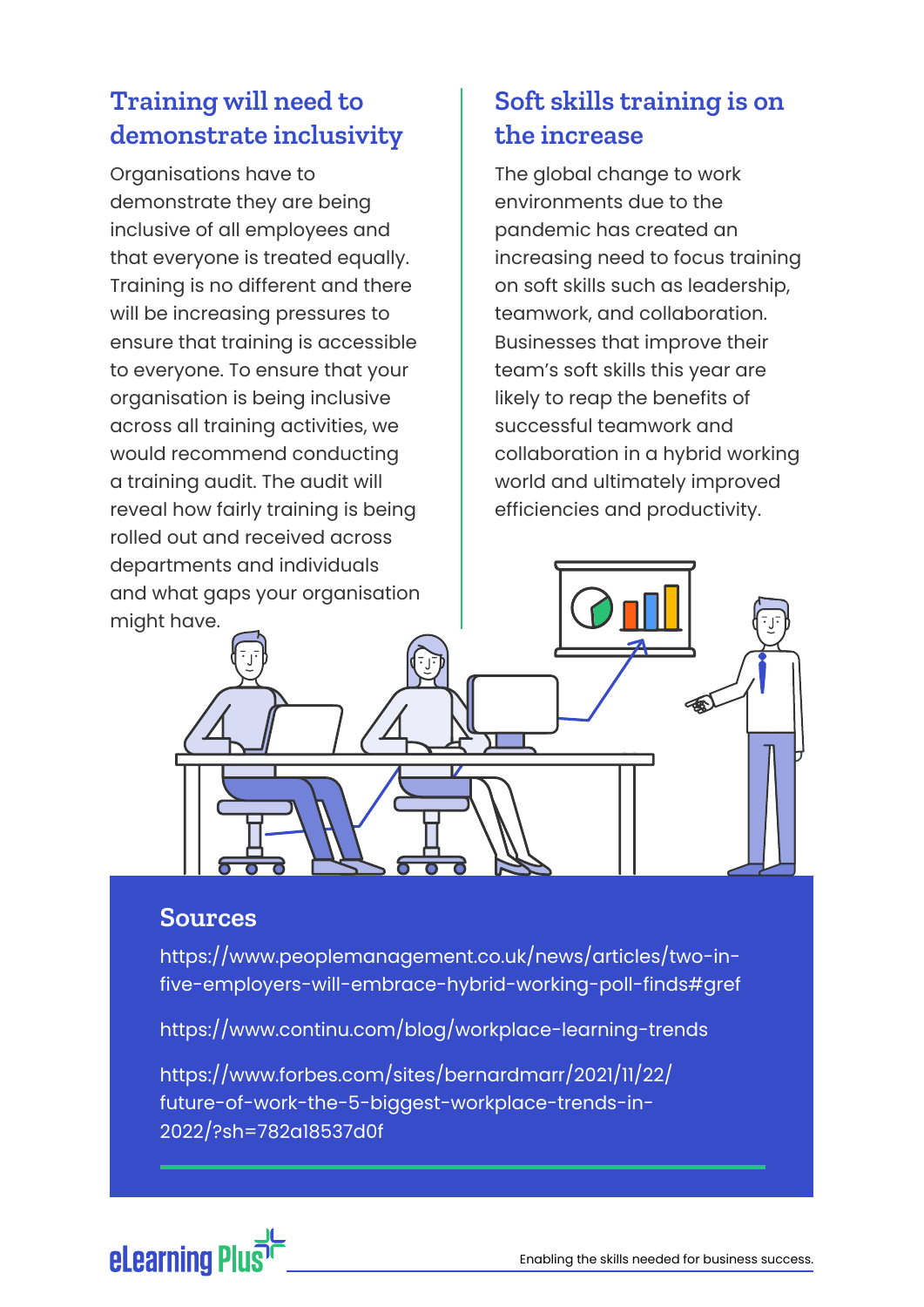## Training will need to demonstrate inclusivity

Organisations have to demonstrate they are being inclusive of all employees and that everyone is treated equally. Training is no different and there will be increasing pressures to ensure that training is accessible to everyone. To ensure that your organisation is being inclusive across all training activities, we would recommend conducting a training audit. The audit will reveal how fairly training is being rolled out and received across departments and individuals and what gaps your organisation might have.

## Soft skills training is on the increase

The global change to work environments due to the pandemic has created an increasing need to focus training on soft skills such as leadership, teamwork, and collaboration. Businesses that improve their team's soft skills this year are likely to reap the benefits of successful teamwork and collaboration in a hybrid working world and ultimately improved efficiencies and productivity.

## Sources

https://www.peoplemanagement.co.uk/news/articles/two-in-five-employers-will-embrace-hybrid-working-poll-finds#gref

https://www.continu.com/blog/workplace-learning-trends

https://www.forbes.com/sites/bernardmarr/2021/11/22/future-of-work-the-5-biggest-workplace-trends-in-2022/?sh=782a18537d0f

eLearning Plus

Enabling the skills needed for business success.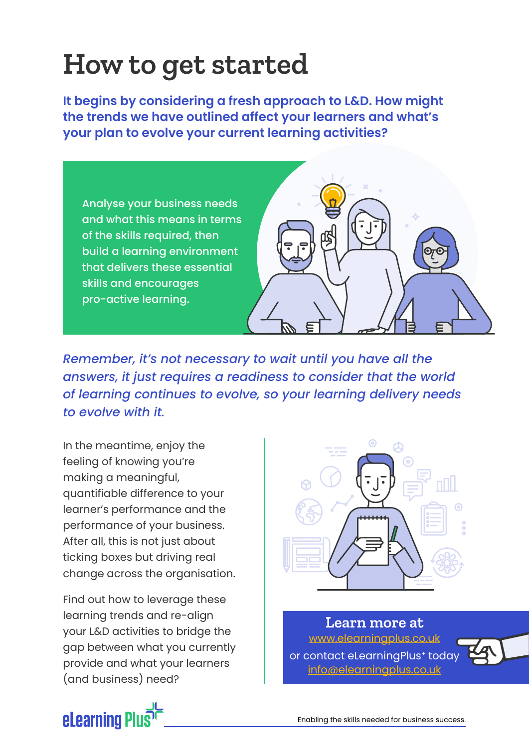# How to get started

**It begins by considering a fresh approach to L&D. How might the trends we have outlined affect your learners and what's your plan to evolve your current learning activities?**

Analyse your business needs and what this means in terms of the skills required, then build a learning environment that delivers these essential skills and encourages pro-active learning.

*Remember, it's not necessary to wait until you have all the answers, it just requires a readiness to consider that the world of learning continues to evolve, so your learning delivery needs to evolve with it.*

In the meantime, enjoy the feeling of knowing you're making a meaningful, quantifiable difference to your learner's performance and the performance of your business. After all, this is not just about ticking boxes but driving real change across the organisation.

Find out how to leverage these learning trends and re-align your L&D activities to bridge the gap between what you currently provide and what your learners (and business) need?

**Learn more at**

www.elearningplus.co.uk

or contact eLearningPlus⁺ today

info@elearningplus.co.uk

eLearning Plus

Enabling the skills needed for business success.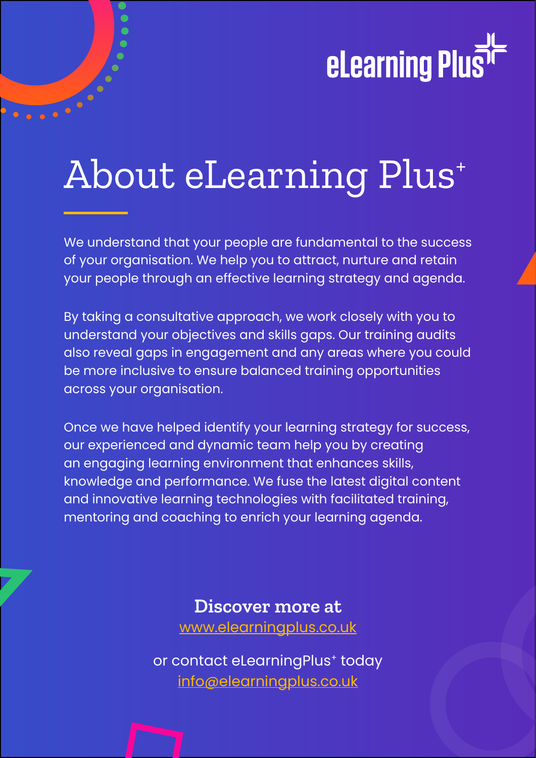eLearning Plus

# About eLearning Plus⁺

We understand that your people are fundamental to the success of your organisation. We help you to attract, nurture and retain your people through an effective learning strategy and agenda.

By taking a consultative approach, we work closely with you to understand your objectives and skills gaps. Our training audits also reveal gaps in engagement and any areas where you could be more inclusive to ensure balanced training opportunities across your organisation.

Once we have helped identify your learning strategy for success, our experienced and dynamic team help you by creating an engaging learning environment that enhances skills, knowledge and performance. We fuse the latest digital content and innovative learning technologies with facilitated training, mentoring and coaching to enrich your learning agenda.

**Discover more at**
www.elearningplus.co.uk

or contact eLearningPlus⁺ today
info@elearningplus.co.uk